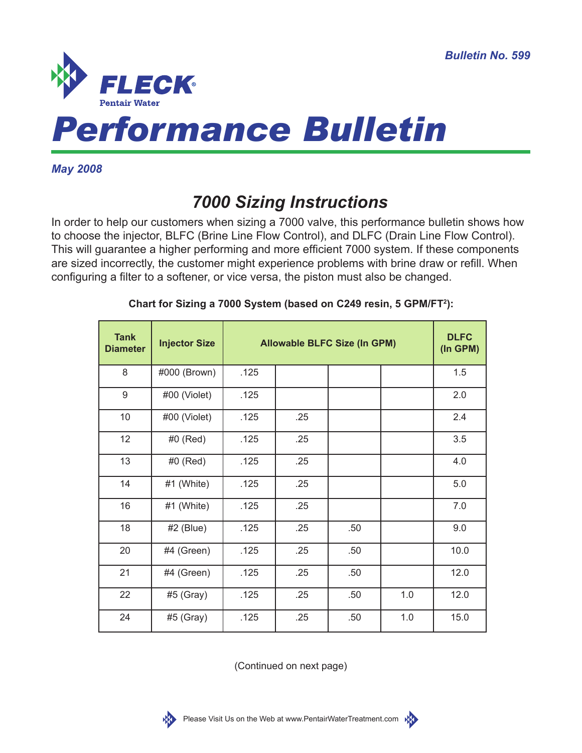Bulletin No. 599

FLECK®
Pentair Water

# Performance Bulletin

*May 2008*

## *7000 Sizing Instructions*

In order to help our customers when sizing a 7000 valve, this performance bulletin shows how to choose the injector, BLFC (Brine Line Flow Control), and DLFC (Drain Line Flow Control). This will guarantee a higher performing and more efficient 7000 system. If these components are sized incorrectly, the customer might experience problems with brine draw or refill. When configuring a filter to a softener, or vice versa, the piston must also be changed.

**Chart for Sizing a 7000 System (based on C249 resin, 5 GPM/FT²):**

| Tank Diameter | Injector Size | Allowable BLFC Size (In GPM) | | | | DLFC (In GPM) |
|---|---|---|---|---|---|---|
| 8 | #000 (Brown) | .125 | | | | 1.5 |
| 9 | #00 (Violet) | .125 | | | | 2.0 |
| 10 | #00 (Violet) | .125 | .25 | | | 2.4 |
| 12 | #0 (Red) | .125 | .25 | | | 3.5 |
| 13 | #0 (Red) | .125 | .25 | | | 4.0 |
| 14 | #1 (White) | .125 | .25 | | | 5.0 |
| 16 | #1 (White) | .125 | .25 | | | 7.0 |
| 18 | #2 (Blue) | .125 | .25 | .50 | | 9.0 |
| 20 | #4 (Green) | .125 | .25 | .50 | | 10.0 |
| 21 | #4 (Green) | .125 | .25 | .50 | | 12.0 |
| 22 | #5 (Gray) | .125 | .25 | .50 | 1.0 | 12.0 |
| 24 | #5 (Gray) | .125 | .25 | .50 | 1.0 | 15.0 |

(Continued on next page)

Please Visit Us on the Web at www.PentairWaterTreatment.com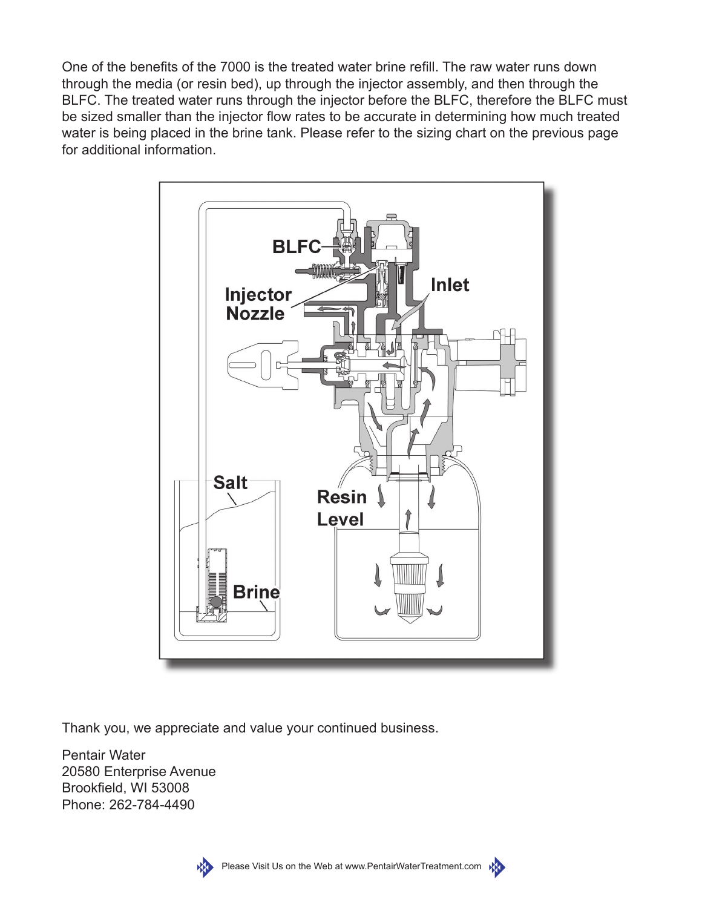One of the benefits of the 7000 is the treated water brine refill. The raw water runs down through the media (or resin bed), up through the injector assembly, and then through the BLFC. The treated water runs through the injector before the BLFC, therefore the BLFC must be sized smaller than the injector flow rates to be accurate in determining how much treated water is being placed in the brine tank. Please refer to the sizing chart on the previous page for additional information.

BLFC

Injector Nozzle

Inlet

Salt

Resin Level

Brine

Thank you, we appreciate and value your continued business.

Pentair Water
20580 Enterprise Avenue
Brookfield, WI 53008
Phone: 262-784-4490